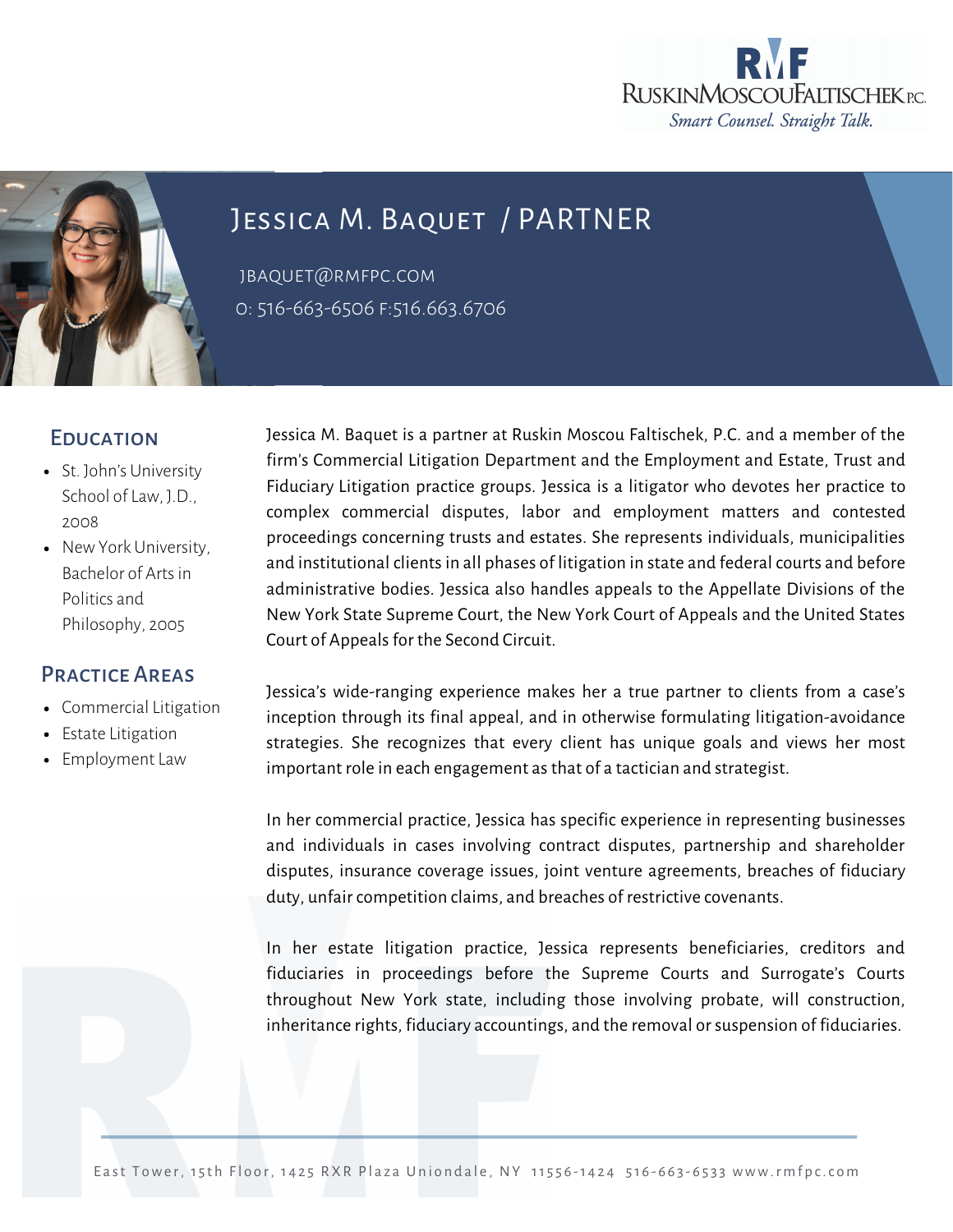RUSKINMOSCOUFALTISCHEK P.C.

*Smart Counsel. Straight Talk.*

# Jessica M. Baquet / PARTNER

JBAQUET@RMFPC.COM

O: 516-663-6506 F:516.663.6706

## Education

- St. John's University School of Law, J.D., 2008
- New York University, Bachelor of Arts in Politics and Philosophy, 2005

## Practice Areas

- Commercial Litigation
- Estate Litigation
- Employment Law

Jessica M. Baquet is a partner at Ruskin Moscou Faltischek, P.C. and a member of the firm's Commercial Litigation Department and the Employment and Estate, Trust and Fiduciary Litigation practice groups. Jessica is a litigator who devotes her practice to complex commercial disputes, labor and employment matters and contested proceedings concerning trusts and estates. She represents individuals, municipalities and institutional clients in all phases of litigation in state and federal courts and before administrative bodies. Jessica also handles appeals to the Appellate Divisions of the New York State Supreme Court, the New York Court of Appeals and the United States Court of Appeals for the Second Circuit.

Jessica's wide-ranging experience makes her a true partner to clients from a case's inception through its final appeal, and in otherwise formulating litigation-avoidance strategies. She recognizes that every client has unique goals and views her most important role in each engagement as that of a tactician and strategist.

In her commercial practice, Jessica has specific experience in representing businesses and individuals in cases involving contract disputes, partnership and shareholder disputes, insurance coverage issues, joint venture agreements, breaches of fiduciary duty, unfair competition claims, and breaches of restrictive covenants.

In her estate litigation practice, Jessica represents beneficiaries, creditors and fiduciaries in proceedings before the Supreme Courts and Surrogate's Courts throughout New York state, including those involving probate, will construction, inheritance rights, fiduciary accountings, and the removal or suspension of fiduciaries.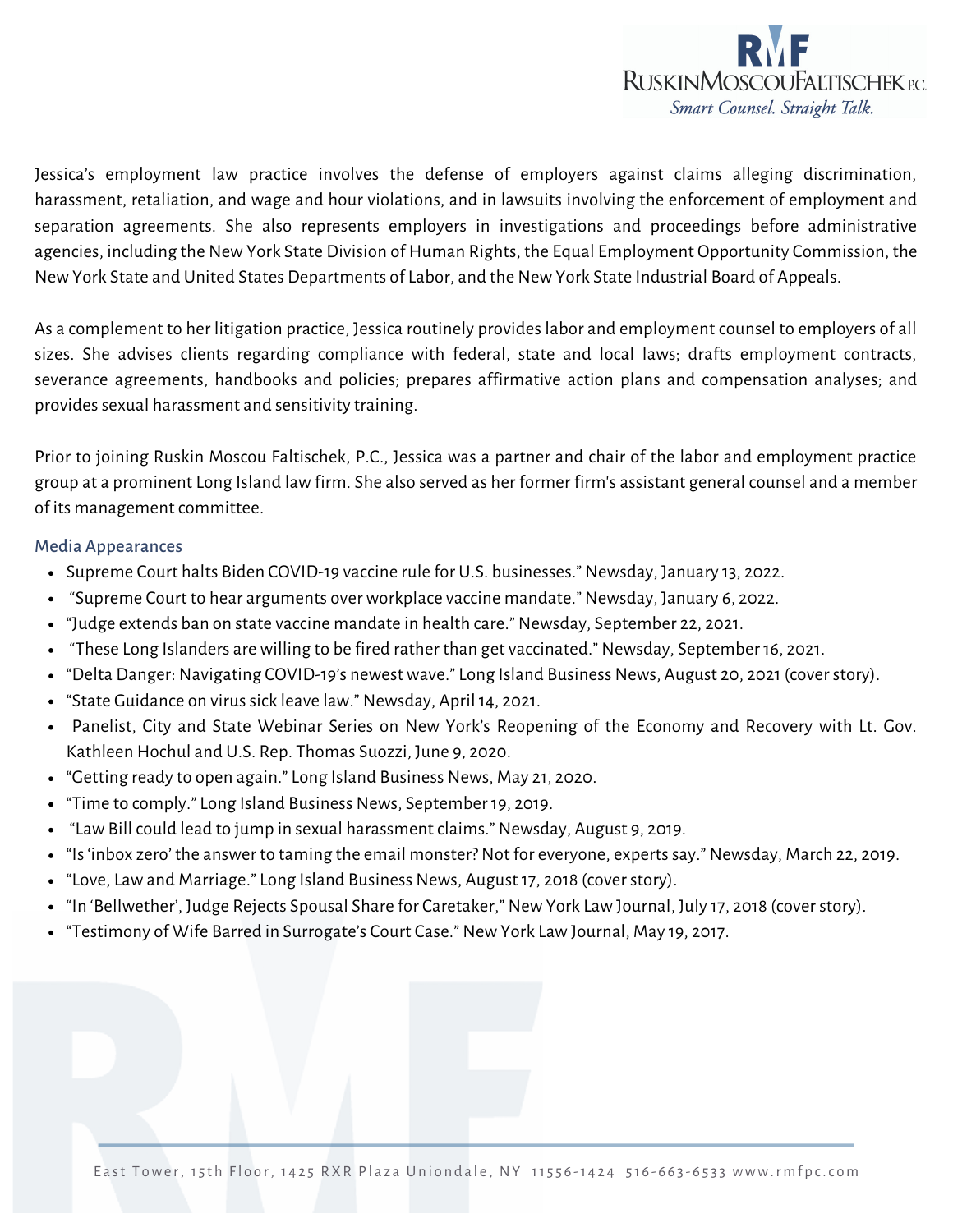Jessica's employment law practice involves the defense of employers against claims alleging discrimination, harassment, retaliation, and wage and hour violations, and in lawsuits involving the enforcement of employment and separation agreements. She also represents employers in investigations and proceedings before administrative agencies, including the New York State Division of Human Rights, the Equal Employment Opportunity Commission, the New York State and United States Departments of Labor, and the New York State Industrial Board of Appeals.

As a complement to her litigation practice, Jessica routinely provides labor and employment counsel to employers of all sizes. She advises clients regarding compliance with federal, state and local laws; drafts employment contracts, severance agreements, handbooks and policies; prepares affirmative action plans and compensation analyses; and provides sexual harassment and sensitivity training.

Prior to joining Ruskin Moscou Faltischek, P.C., Jessica was a partner and chair of the labor and employment practice group at a prominent Long Island law firm. She also served as her former firm's assistant general counsel and a member of its management committee.

### Media Appearances

- Supreme Court halts Biden COVID-19 vaccine rule for U.S. businesses." Newsday, January 13, 2022.
- "Supreme Court to hear arguments over workplace vaccine mandate." Newsday, January 6, 2022.
- "Judge extends ban on state vaccine mandate in health care." Newsday, September 22, 2021.
- "These Long Islanders are willing to be fired rather than get vaccinated." Newsday, September 16, 2021.
- "Delta Danger: Navigating COVID-19's newest wave." Long Island Business News, August 20, 2021 (cover story).
- "State Guidance on virus sick leave law." Newsday, April 14, 2021.
- Panelist, City and State Webinar Series on New York's Reopening of the Economy and Recovery with Lt. Gov. Kathleen Hochul and U.S. Rep. Thomas Suozzi, June 9, 2020.
- "Getting ready to open again." Long Island Business News, May 21, 2020.
- "Time to comply." Long Island Business News, September 19, 2019.
- "Law Bill could lead to jump in sexual harassment claims." Newsday, August 9, 2019.
- "Is 'inbox zero' the answer to taming the email monster? Not for everyone, experts say." Newsday, March 22, 2019.
- "Love, Law and Marriage." Long Island Business News, August 17, 2018 (cover story).
- "In 'Bellwether', Judge Rejects Spousal Share for Caretaker," New York Law Journal, July 17, 2018 (cover story).
- "Testimony of Wife Barred in Surrogate's Court Case." New York Law Journal, May 19, 2017.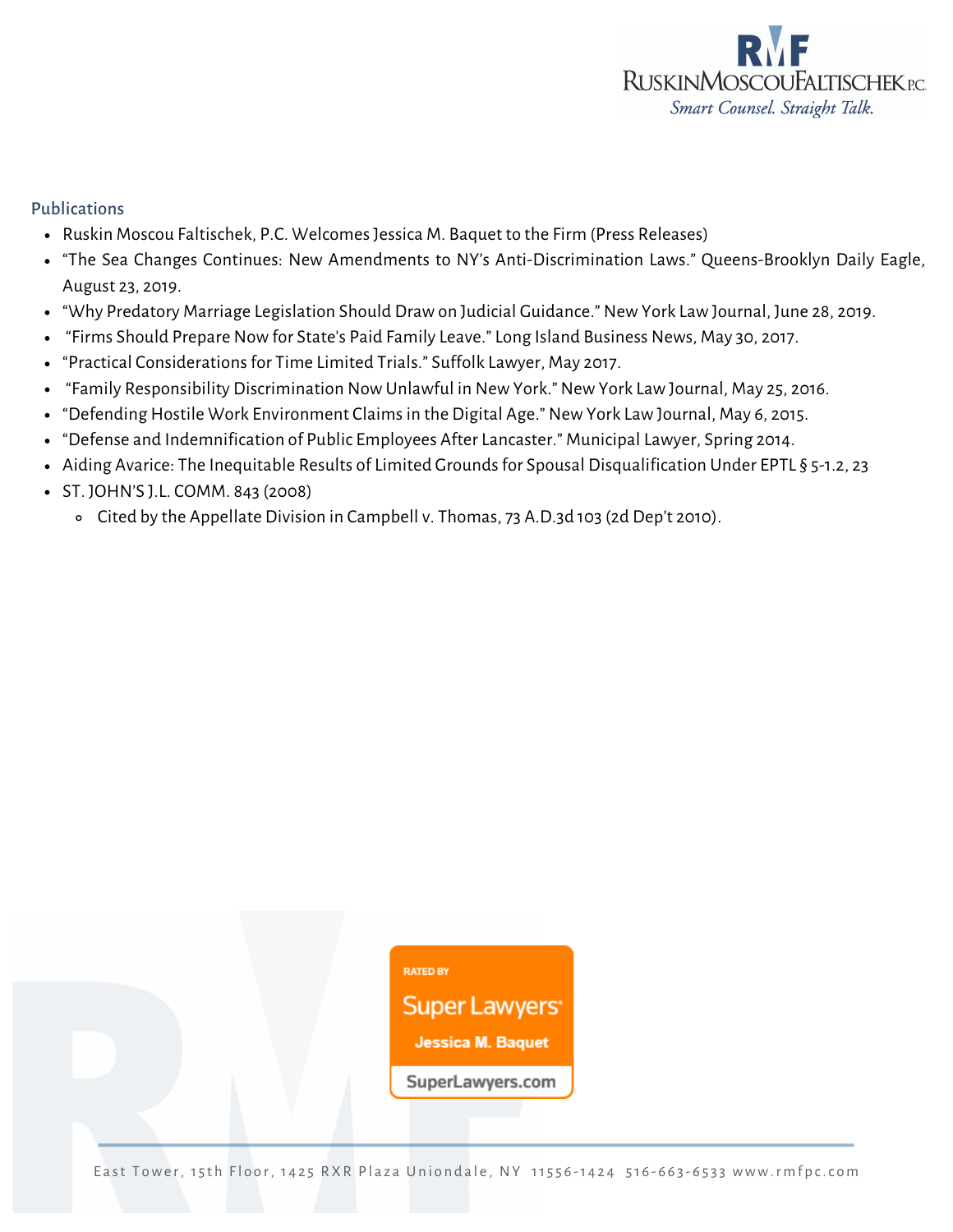## Publications

- Ruskin Moscou Faltischek, P.C. Welcomes Jessica M. Baquet to the Firm (Press Releases)
- "The Sea Changes Continues: New Amendments to NY's Anti-Discrimination Laws." Queens-Brooklyn Daily Eagle, August 23, 2019.
- "Why Predatory Marriage Legislation Should Draw on Judicial Guidance." New York Law Journal, June 28, 2019.
- "Firms Should Prepare Now for State's Paid Family Leave." Long Island Business News, May 30, 2017.
- "Practical Considerations for Time Limited Trials." Suffolk Lawyer, May 2017.
- "Family Responsibility Discrimination Now Unlawful in New York." New York Law Journal, May 25, 2016.
- "Defending Hostile Work Environment Claims in the Digital Age." New York Law Journal, May 6, 2015.
- "Defense and Indemnification of Public Employees After Lancaster." Municipal Lawyer, Spring 2014.
- Aiding Avarice: The Inequitable Results of Limited Grounds for Spousal Disqualification Under EPTL § 5-1.2, 23
- ST. JOHN'S J.L. COMM. 843 (2008)
  - Cited by the Appellate Division in Campbell v. Thomas, 73 A.D.3d 103 (2d Dep't 2010).

RATED BY Super Lawyers
Jessica M. Baquet
SuperLawyers.com

East Tower, 15th Floor, 1425 RXR Plaza Uniondale, NY 11556-1424 516-663-6533 www.rmfpc.com